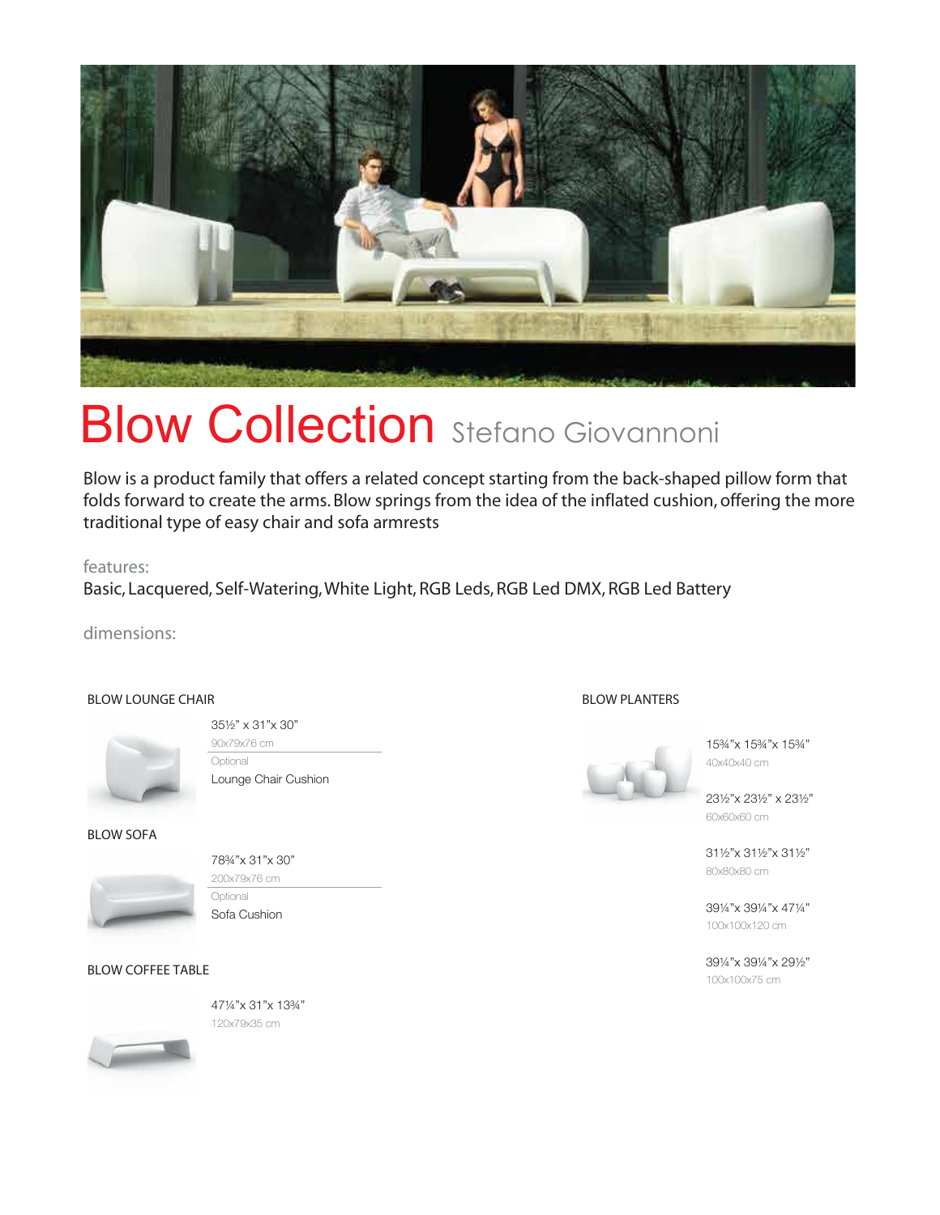# Blow Collection Stefano Giovannoni

Blow is a product family that offers a related concept starting from the back-shaped pillow form that folds forward to create the arms. Blow springs from the idea of the inflated cushion, offering the more traditional type of easy chair and sofa armrests

features:

Basic, Lacquered, Self-Watering, White Light, RGB Leds, RGB Led DMX, RGB Led Battery

dimensions:

### BLOW LOUNGE CHAIR

35½" x 31"x 30"
90x79x76 cm

Optional
Lounge Chair Cushion

### BLOW SOFA

78¾"x 31"x 30"
200x79x76 cm

Optional
Sofa Cushion

### BLOW COFFEE TABLE

47¼"x 31"x 13¾"
120x79x35 cm

### BLOW PLANTERS

15¾"x 15¾"x 15¾"
40x40x40 cm

23½"x 23½" x 23½"
60x60x60 cm

31½"x 31½"x 31½"
80x80x80 cm

39¼"x 39¼"x 47¼"
100x100x120 cm

39¼"x 39¼"x 29½"
100x100x75 cm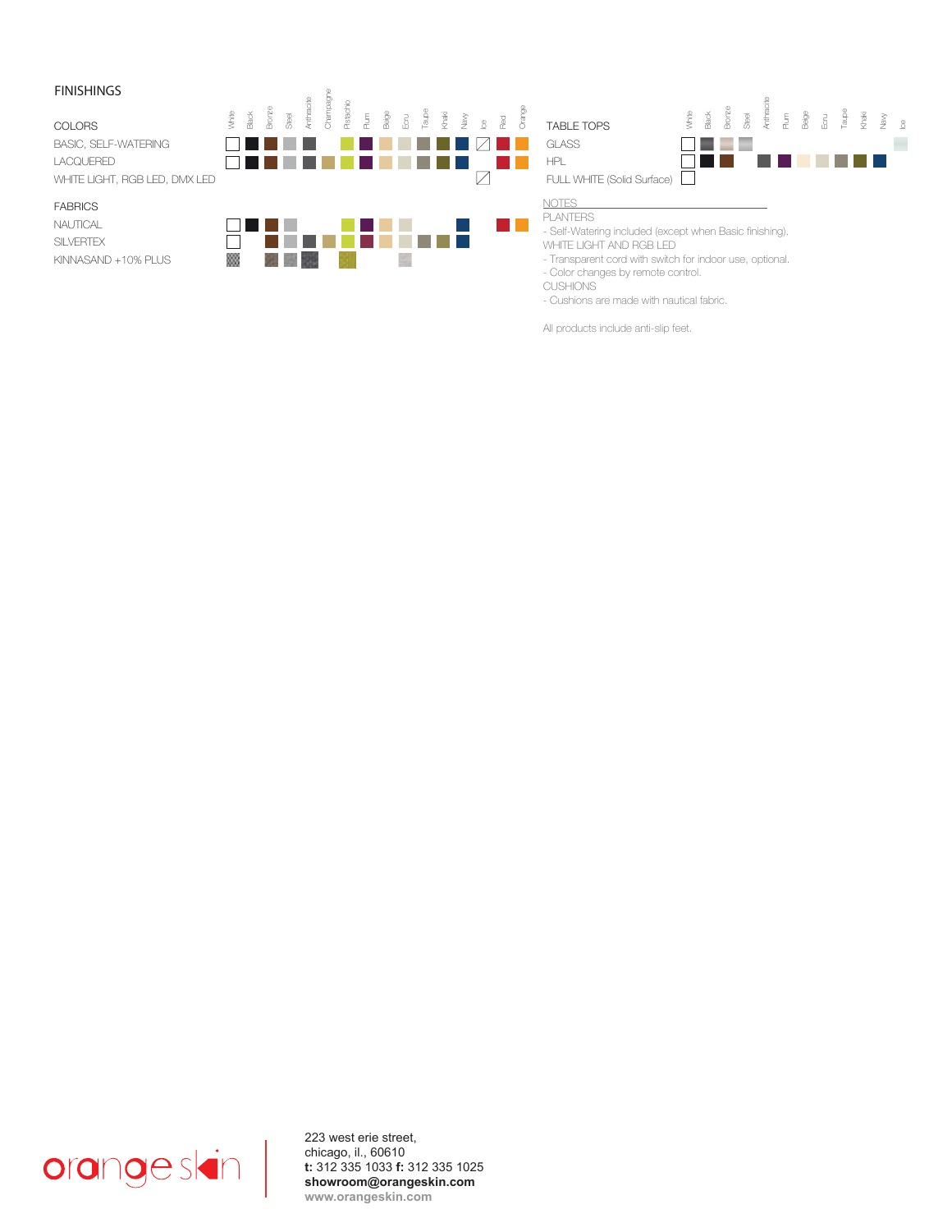## FINISHINGS

| COLORS | White | Black | Bronze | Steel | Anthracite | Champagne | Pistachio | Plum | Beige | Ecru | Taupe | Khaki | Navy | Ice | Red | Orange |
|---|---|---|---|---|---|---|---|---|---|---|---|---|---|---|---|---|
| BASIC, SELF-WATERING | X | X | X | X | X | | X | X | X | X | X | X | X | X | X | X |
| LACQUERED | X | X | X | X | X | X | X | X | X | X | X | X | X | | X | X |
| WHITE LIGHT, RGB LED, DMX LED | | | | | | | | | | | | | | X | | |
| **FABRICS** | | | | | | | | | | | | | | | | |
| NAUTICAL | X | X | X | X | | | X | X | X | X | | | X | | X | X |
| SILVERTEX | X | | X | X | X | X | X | X | X | X | X | X | X | | | |
| KINNASAND +10% PLUS | X | | X | X | X | | X | | | X | | | | | | |

| TABLE TOPS | White | Black | Bronze | Steel | Anthracite | Plum | Beige | Ecru | Taupe | Khaki | Navy | Ice |
|---|---|---|---|---|---|---|---|---|---|---|---|---|
| GLASS | X | X | X | X | | | | | | | | X |
| HPL | X | X | X | | X | X | X | X | X | X | X | |
| FULL WHITE (Solid Surface) | X | | | | | | | | | | | |

NOTES

PLANTERS
- Self-Watering included (except when Basic finishing).

WHITE LIGHT AND RGB LED
- Transparent cord with switch for indoor use, optional.
- Color changes by remote control.

CUSHIONS
- Cushions are made with nautical fabric.

All products include anti-slip feet.

orange skin

223 west erie street,
chicago, il., 60610
**t:** 312 335 1033 **f:** 312 335 1025
**showroom@orangeskin.com**
**www.orangeskin.com**